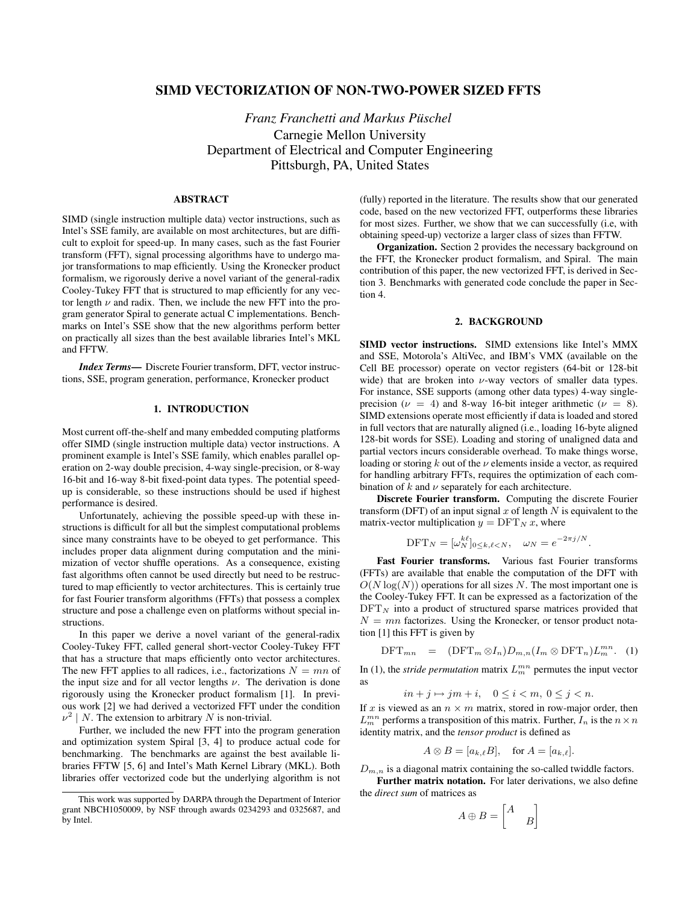# SIMD VECTORIZATION OF NON-TWO-POWER SIZED FFTS

*Franz Franchetti and Markus Püschel*

Carnegie Mellon University
Department of Electrical and Computer Engineering
Pittsburgh, PA, United States

## ABSTRACT

SIMD (single instruction multiple data) vector instructions, such as Intel's SSE family, are available on most architectures, but are difficult to exploit for speed-up. In many cases, such as the fast Fourier transform (FFT), signal processing algorithms have to undergo major transformations to map efficiently. Using the Kronecker product formalism, we rigorously derive a novel variant of the general-radix Cooley-Tukey FFT that is structured to map efficiently for any vector length $\nu$ and radix. Then, we include the new FFT into the program generator Spiral to generate actual C implementations. Benchmarks on Intel's SSE show that the new algorithms perform better on practically all sizes than the best available libraries Intel's MKL and FFTW.

***Index Terms*—** Discrete Fourier transform, DFT, vector instructions, SSE, program generation, performance, Kronecker product

## 1. INTRODUCTION

Most current off-the-shelf and many embedded computing platforms offer SIMD (single instruction multiple data) vector instructions. A prominent example is Intel's SSE family, which enables parallel operation on 2-way double precision, 4-way single-precision, or 8-way 16-bit and 16-way 8-bit fixed-point data types. The potential speed-up is considerable, so these instructions should be used if highest performance is desired.

Unfortunately, achieving the possible speed-up with these instructions is difficult for all but the simplest computational problems since many constraints have to be obeyed to get performance. This includes proper data alignment during computation and the minimization of vector shuffle operations. As a consequence, existing fast algorithms often cannot be used directly but need to be restructured to map efficiently to vector architectures. This is certainly true for fast Fourier transform algorithms (FFTs) that possess a complex structure and pose a challenge even on platforms without special instructions.

In this paper we derive a novel variant of the general-radix Cooley-Tukey FFT, called general short-vector Cooley-Tukey FFT that has a structure that maps efficiently onto vector architectures. The new FFT applies to all radices, i.e., factorizations $N = mn$ of the input size and for all vector lengths $\nu$. The derivation is done rigorously using the Kronecker product formalism [1]. In previous work [2] we had derived a vectorized FFT under the condition $\nu^2 \mid N$. The extension to arbitrary $N$ is non-trivial.

Further, we included the new FFT into the program generation and optimization system Spiral [3, 4] to produce actual code for benchmarking. The benchmarks are against the best available libraries FFTW [5, 6] and Intel's Math Kernel Library (MKL). Both libraries offer vectorized code but the underlying algorithm is not (fully) reported in the literature. The results show that our generated code, based on the new vectorized FFT, outperforms these libraries for most sizes. Further, we show that we can successfully (i.e, with obtaining speed-up) vectorize a larger class of sizes than FFTW.

**Organization.** Section 2 provides the necessary background on the FFT, the Kronecker product formalism, and Spiral. The main contribution of this paper, the new vectorized FFT, is derived in Section 3. Benchmarks with generated code conclude the paper in Section 4.

## 2. BACKGROUND

**SIMD vector instructions.** SIMD extensions like Intel's MMX and SSE, Motorola's AltiVec, and IBM's VMX (available on the Cell BE processor) operate on vector registers (64-bit or 128-bit wide) that are broken into $\nu$-way vectors of smaller data types. For instance, SSE supports (among other data types) 4-way single-precision ($\nu = 4$) and 8-way 16-bit integer arithmetic ($\nu = 8$). SIMD extensions operate most efficiently if data is loaded and stored in full vectors that are naturally aligned (i.e., loading 16-byte aligned 128-bit words for SSE). Loading and storing of unaligned data and partial vectors incurs considerable overhead. To make things worse, loading or storing $k$ out of the $\nu$ elements inside a vector, as required for handling arbitrary FFTs, requires the optimization of each combination of $k$ and $\nu$ separately for each architecture.

**Discrete Fourier transform.** Computing the discrete Fourier transform (DFT) of an input signal $x$ of length $N$ is equivalent to the matrix-vector multiplication $y = \mathrm{DFT}_N\, x$, where

$$\mathrm{DFT}_N = [\omega_N^{k\ell}]_{0 \le k,\ell < N}, \quad \omega_N = e^{-2\pi j/N}.$$

**Fast Fourier transforms.** Various fast Fourier transforms (FFTs) are available that enable the computation of the DFT with $O(N \log(N))$ operations for all sizes $N$. The most important one is the Cooley-Tukey FFT. It can be expressed as a factorization of the $\mathrm{DFT}_N$ into a product of structured sparse matrices provided that $N = mn$ factorizes. Using the Kronecker, or tensor product notation [1] this FFT is given by

$$\mathrm{DFT}_{mn} \;\; = \;\; (\mathrm{DFT}_m \otimes I_n) D_{m,n} (I_m \otimes \mathrm{DFT}_n) L_m^{mn}. \quad (1)$$

In (1), the *stride permutation* matrix $L_m^{mn}$ permutes the input vector as

$$in + j \mapsto jm + i, \quad 0 \le i < m,\ 0 \le j < n.$$

If $x$ is viewed as an $n \times m$ matrix, stored in row-major order, then $L_m^{mn}$ performs a transposition of this matrix. Further, $I_n$ is the $n \times n$ identity matrix, and the *tensor product* is defined as

$$A \otimes B = [a_{k,\ell} B], \quad \text{for } A = [a_{k,\ell}].$$

$D_{m,n}$ is a diagonal matrix containing the so-called twiddle factors.

**Further matrix notation.** For later derivations, we also define the *direct sum* of matrices as

$$A \oplus B = \begin{bmatrix} A & \\ & B \end{bmatrix}$$

This work was supported by DARPA through the Department of Interior grant NBCH1050009, by NSF through awards 0234293 and 0325687, and by Intel.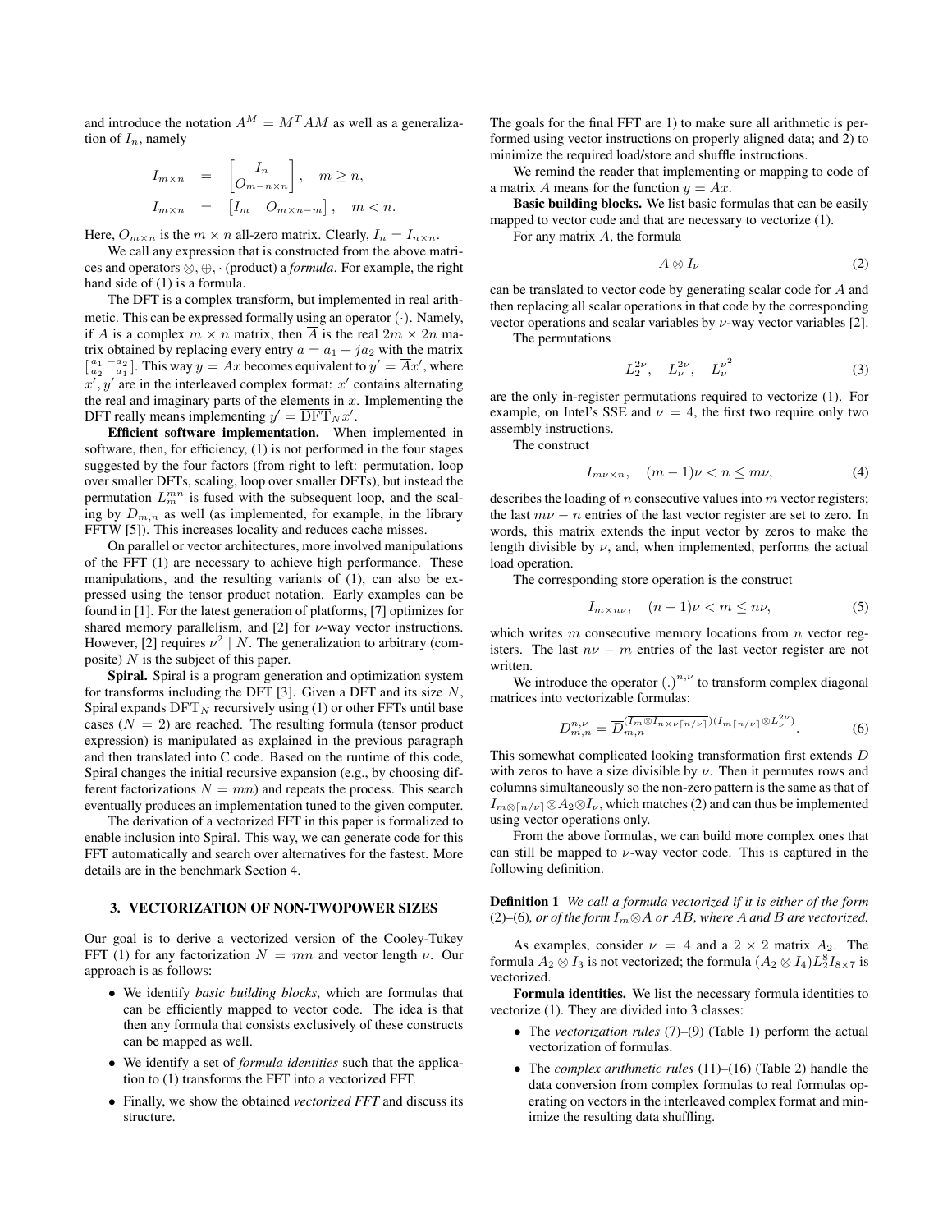and introduce the notation $A^M = M^T A M$ as well as a generalization of $I_n$, namely

$$I_{m\times n} = \begin{bmatrix} I_n \\ O_{m-n\times n} \end{bmatrix}, \quad m \ge n,$$
$$I_{m\times n} = \begin{bmatrix} I_m & O_{m\times n-m} \end{bmatrix}, \quad m < n.$$

Here, $O_{m\times n}$ is the $m \times n$ all-zero matrix. Clearly, $I_n = I_{n\times n}$.

We call any expression that is constructed from the above matrices and operators $\otimes, \oplus, \cdot$ (product) a *formula*. For example, the right hand side of (1) is a formula.

The DFT is a complex transform, but implemented in real arithmetic. This can be expressed formally using an operator $\overline{(\cdot)}$. Namely, if $A$ is a complex $m \times n$ matrix, then $\overline{A}$ is the real $2m \times 2n$ matrix obtained by replacing every entry $a = a_1 + ja_2$ with the matrix $\left[\begin{smallmatrix} a_1 & -a_2 \\ a_2 & a_1 \end{smallmatrix}\right]$. This way $y = Ax$ becomes equivalent to $y' = \overline{A}x'$, where $x', y'$ are in the interleaved complex format: $x'$ contains alternating the real and imaginary parts of the elements in $x$. Implementing the DFT really means implementing $y' = \overline{\mathrm{DFT}}_N x'$.

**Efficient software implementation.** When implemented in software, then, for efficiency, (1) is not performed in the four stages suggested by the four factors (from right to left: permutation, loop over smaller DFTs, scaling, loop over smaller DFTs), but instead the permutation $L_m^{mn}$ is fused with the subsequent loop, and the scaling by $D_{m,n}$ as well (as implemented, for example, in the library FFTW [5]). This increases locality and reduces cache misses.

On parallel or vector architectures, more involved manipulations of the FFT (1) are necessary to achieve high performance. These manipulations, and the resulting variants of (1), can also be expressed using the tensor product notation. Early examples can be found in [1]. For the latest generation of platforms, [7] optimizes for shared memory parallelism, and [2] for $\nu$-way vector instructions. However, [2] requires $\nu^2 \mid N$. The generalization to arbitrary (composite) $N$ is the subject of this paper.

**Spiral.** Spiral is a program generation and optimization system for transforms including the DFT [3]. Given a DFT and its size $N$, Spiral expands $\mathrm{DFT}_N$ recursively using (1) or other FFTs until base cases ($N = 2$) are reached. The resulting formula (tensor product expression) is manipulated as explained in the previous paragraph and then translated into C code. Based on the runtime of this code, Spiral changes the initial recursive expansion (e.g., by choosing different factorizations $N = mn$) and repeats the process. This search eventually produces an implementation tuned to the given computer.

The derivation of a vectorized FFT in this paper is formalized to enable inclusion into Spiral. This way, we can generate code for this FFT automatically and search over alternatives for the fastest. More details are in the benchmark Section 4.

## 3. VECTORIZATION OF NON-TWOPOWER SIZES

Our goal is to derive a vectorized version of the Cooley-Tukey FFT (1) for any factorization $N = mn$ and vector length $\nu$. Our approach is as follows:

- We identify *basic building blocks*, which are formulas that can be efficiently mapped to vector code. The idea is that then any formula that consists exclusively of these constructs can be mapped as well.
- We identify a set of *formula identities* such that the application to (1) transforms the FFT into a vectorized FFT.
- Finally, we show the obtained *vectorized FFT* and discuss its structure.

The goals for the final FFT are 1) to make sure all arithmetic is performed using vector instructions on properly aligned data; and 2) to minimize the required load/store and shuffle instructions.

We remind the reader that implementing or mapping to code of a matrix $A$ means for the function $y = Ax$.

**Basic building blocks.** We list basic formulas that can be easily mapped to vector code and that are necessary to vectorize (1).

For any matrix $A$, the formula

$$A \otimes I_\nu \tag{2}$$

can be translated to vector code by generating scalar code for $A$ and then replacing all scalar operations in that code by the corresponding vector operations and scalar variables by $\nu$-way vector variables [2].

The permutations

$$L_2^{2\nu}, \quad L_\nu^{2\nu}, \quad L_\nu^{\nu^2} \tag{3}$$

are the only in-register permutations required to vectorize (1). For example, on Intel's SSE and $\nu = 4$, the first two require only two assembly instructions.

The construct

$$I_{m\nu\times n}, \quad (m-1)\nu < n \le m\nu, \tag{4}$$

describes the loading of $n$ consecutive values into $m$ vector registers; the last $m\nu - n$ entries of the last vector register are set to zero. In words, this matrix extends the input vector by zeros to make the length divisible by $\nu$, and, when implemented, performs the actual load operation.

The corresponding store operation is the construct

$$I_{m\times n\nu}, \quad (n-1)\nu < m \le n\nu, \tag{5}$$

which writes $m$ consecutive memory locations from $n$ vector registers. The last $n\nu - m$ entries of the last vector register are not written.

We introduce the operator $(.)^{n,\nu}$ to transform complex diagonal matrices into vectorizable formulas:

$$D_{m,n}^{n,\nu} = \overline{D}_{m,n}^{(\overline{I_m \otimes I_{n\times\nu\lceil n/\nu\rceil}})(I_{m\lceil n/\nu\rceil} \otimes L_\nu^{2\nu})}. \tag{6}$$

This somewhat complicated looking transformation first extends $D$ with zeros to have a size divisible by $\nu$. Then it permutes rows and columns simultaneously so the non-zero pattern is the same as that of $I_{m\otimes\lceil n/\nu\rceil} \otimes A_2 \otimes I_\nu$, which matches (2) and can thus be implemented using vector operations only.

From the above formulas, we can build more complex ones that can still be mapped to $\nu$-way vector code. This is captured in the following definition.

**Definition 1** *We call a formula vectorized if it is either of the form* (2)–(6)*, or of the form $I_m \otimes A$ or $AB$, where $A$ and $B$ are vectorized.*

As examples, consider $\nu = 4$ and a $2 \times 2$ matrix $A_2$. The formula $A_2 \otimes I_3$ is not vectorized; the formula $(A_2 \otimes I_4)L_2^8 I_{8\times 7}$ is vectorized.

**Formula identities.** We list the necessary formula identities to vectorize (1). They are divided into 3 classes:

- The *vectorization rules* (7)–(9) (Table 1) perform the actual vectorization of formulas.
- The *complex arithmetic rules* (11)–(16) (Table 2) handle the data conversion from complex formulas to real formulas operating on vectors in the interleaved complex format and minimize the resulting data shuffling.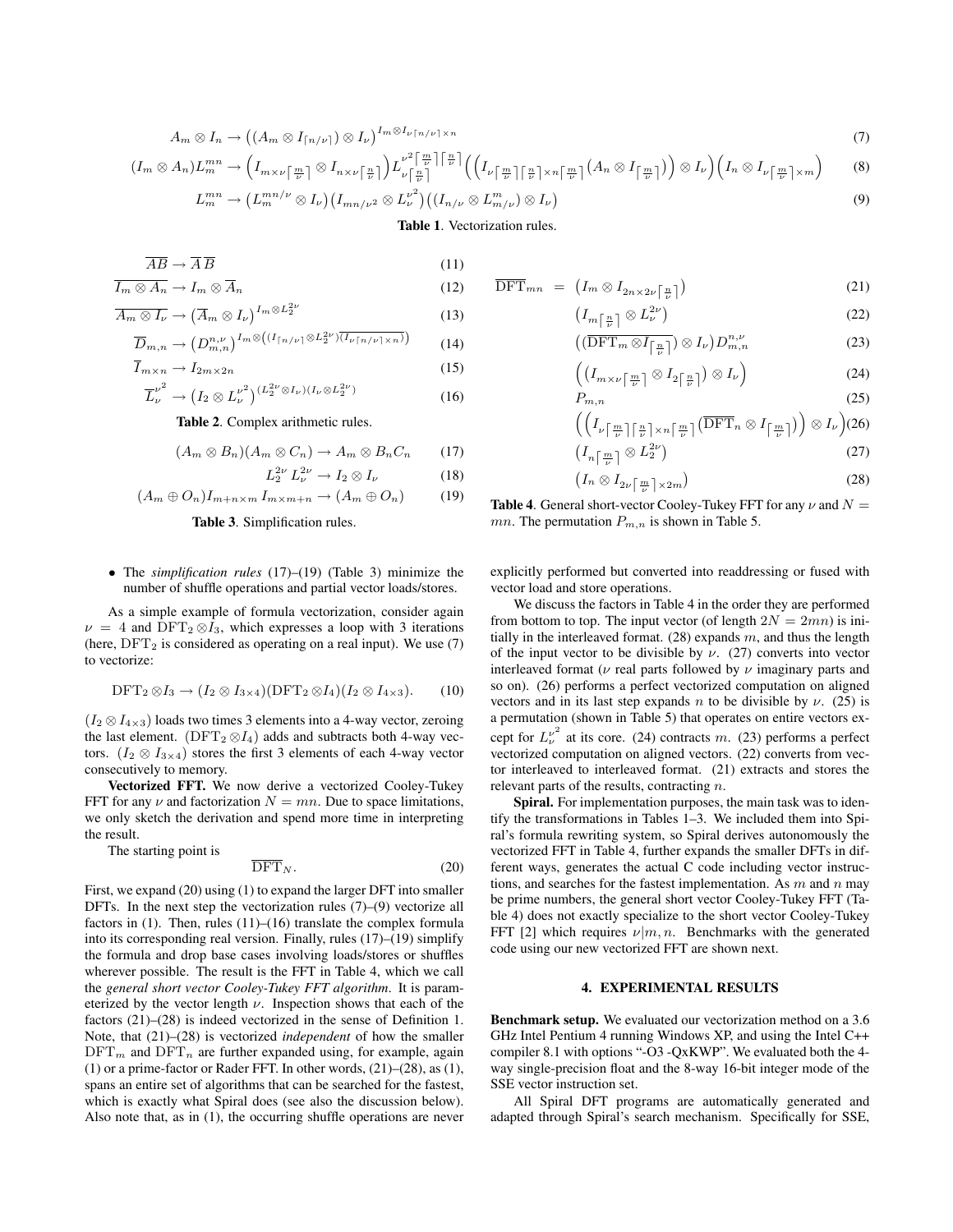$$A_m \otimes I_n \to \big((A_m \otimes I_{\lceil n/\nu \rceil}) \otimes I_\nu\big)^{I_m \otimes I_{\nu \lceil n/\nu \rceil \times n}} \tag{7}$$

$$(I_m \otimes A_n) L_m^{mn} \to \Big(I_{m \times \nu\lceil \frac{m}{\nu}\rceil} \otimes I_{n \times \nu \lceil \frac{n}{\nu}\rceil}\Big) L_{\nu\lceil \frac{n}{\nu}\rceil}^{\nu^2 \lceil \frac{m}{\nu}\rceil \lceil \frac{n}{\nu}\rceil} \Big(\Big(I_{\nu\lceil \frac{m}{\nu}\rceil\lceil \frac{n}{\nu}\rceil \times n \lceil \frac{m}{\nu}\rceil}\big(A_n \otimes I_{\lceil \frac{m}{\nu}\rceil}\big)\Big) \otimes I_\nu\Big)\Big(I_n \otimes I_{\nu\lceil \frac{m}{\nu}\rceil \times m}\Big) \tag{8}$$

$$L_m^{mn} \to \big(L_m^{mn/\nu} \otimes I_\nu\big)\big(I_{mn/\nu^2} \otimes L_\nu^{\nu^2}\big)\big((I_{n/\nu} \otimes L_{m/\nu}^m) \otimes I_\nu\big) \tag{9}$$

**Table 1**. Vectorization rules.

$$\overline{AB} \to \overline{A}\,\overline{B} \tag{11}$$

$$\overline{I_m \otimes A_n} \to I_m \otimes \overline{A}_n \tag{12}$$

$$\overline{A_m \otimes I_\nu} \to \big(\overline{A}_m \otimes I_\nu\big)^{I_m \otimes L_2^{2\nu}} \tag{13}$$

$$\overline{D}_{m,n} \to \big(D_{m,n}^{n,\nu}\big)^{I_m \otimes \big((I_{\lceil n/\nu\rceil} \otimes L_2^{2\nu})\overline{(I_{\nu\lceil n/\nu\rceil \times n})}\big)} \tag{14}$$

$$\overline{I}_{m \times n} \to I_{2m \times 2n} \tag{15}$$

$$\overline{L}_\nu^{\nu^2} \to \big(I_2 \otimes L_\nu^{\nu^2}\big)^{(L_2^{2\nu} \otimes I_\nu)(I_\nu \otimes L_2^{2\nu})} \tag{16}$$

**Table 2**. Complex arithmetic rules.

$$(A_m \otimes B_n)(A_m \otimes C_n) \to A_m \otimes B_n C_n \tag{17}$$

$$L_2^{2\nu} L_\nu^{2\nu} \to I_2 \otimes I_\nu \tag{18}$$

$$(A_m \oplus O_n) I_{m+n \times m}\, I_{m \times m+n} \to (A_m \oplus O_n) \tag{19}$$

**Table 3**. Simplification rules.

- The *simplification rules* (17)–(19) (Table 3) minimize the number of shuffle operations and partial vector loads/stores.

As a simple example of formula vectorization, consider again $\nu = 4$ and $\mathrm{DFT}_2 \otimes I_3$, which expresses a loop with 3 iterations (here, $\mathrm{DFT}_2$ is considered as operating on a real input). We use (7) to vectorize:

$$\mathrm{DFT}_2 \otimes I_3 \to (I_2 \otimes I_{3\times 4})(\mathrm{DFT}_2 \otimes I_4)(I_2 \otimes I_{4\times 3}). \tag{10}$$

$(I_2 \otimes I_{4\times 3})$ loads two times 3 elements into a 4-way vector, zeroing the last element. $(\mathrm{DFT}_2 \otimes I_4)$ adds and subtracts both 4-way vectors. $(I_2 \otimes I_{3\times 4})$ stores the first 3 elements of each 4-way vector consecutively to memory.

**Vectorized FFT.** We now derive a vectorized Cooley-Tukey FFT for any $\nu$ and factorization $N = mn$. Due to space limitations, we only sketch the derivation and spend more time in interpreting the result.

The starting point is

$$\overline{\mathrm{DFT}}_N. \tag{20}$$

First, we expand (20) using (1) to expand the larger DFT into smaller DFTs. In the next step the vectorization rules (7)–(9) vectorize all factors in (1). Then, rules (11)–(16) translate the complex formula into its corresponding real version. Finally, rules (17)–(19) simplify the formula and drop base cases involving loads/stores or shuffles wherever possible. The result is the FFT in Table 4, which we call the *general short vector Cooley-Tukey FFT algorithm*. It is parameterized by the vector length $\nu$. Inspection shows that each of the factors (21)–(28) is indeed vectorized in the sense of Definition 1. Note, that (21)–(28) is vectorized *independent* of how the smaller $\mathrm{DFT}_m$ and $\mathrm{DFT}_n$ are further expanded using, for example, again (1) or a prime-factor or Rader FFT. In other words, (21)–(28), as (1), spans an entire set of algorithms that can be searched for the fastest, which is exactly what Spiral does (see also the discussion below). Also note that, as in (1), the occurring shuffle operations are never explicitly performed but converted into readdressing or fused with vector load and store operations.

$$\overline{\mathrm{DFT}}_{mn} = \big(I_m \otimes I_{2n \times 2\nu\lceil \frac{n}{\nu}\rceil}\big) \tag{21}$$

$$\big(I_{m\lceil \frac{n}{\nu}\rceil} \otimes L_\nu^{2\nu}\big) \tag{22}$$

$$\big((\overline{\mathrm{DFT}}_m \otimes I_{\lceil \frac{n}{\nu}\rceil}) \otimes I_\nu\big) D_{m,n}^{n,\nu} \tag{23}$$

$$\Big(\big(I_{m \times \nu\lceil \frac{m}{\nu}\rceil} \otimes I_{2\lceil \frac{n}{\nu}\rceil}\big) \otimes I_\nu\Big) \tag{24}$$

$$P_{m,n} \tag{25}$$

$$\Big(\Big(I_{\nu\lceil \frac{m}{\nu}\rceil\lceil \frac{n}{\nu}\rceil \times n\lceil \frac{m}{\nu}\rceil}\big(\overline{\mathrm{DFT}}_n \otimes I_{\lceil \frac{m}{\nu}\rceil}\big)\Big) \otimes I_\nu\Big) \tag{26}$$

$$\big(I_{n\lceil \frac{m}{\nu}\rceil} \otimes L_2^{2\nu}\big) \tag{27}$$

$$\big(I_n \otimes I_{2\nu\lceil \frac{m}{\nu}\rceil \times 2m}\big) \tag{28}$$

**Table 4**. General short-vector Cooley-Tukey FFT for any $\nu$ and $N = mn$. The permutation $P_{m,n}$ is shown in Table 5.

We discuss the factors in Table 4 in the order they are performed from bottom to top. The input vector (of length $2N = 2mn$) is initially in the interleaved format. (28) expands $m$, and thus the length of the input vector to be divisible by $\nu$. (27) converts into vector interleaved format ($\nu$ real parts followed by $\nu$ imaginary parts and so on). (26) performs a perfect vectorized computation on aligned vectors and in its last step expands $n$ to be divisible by $\nu$. (25) is a permutation (shown in Table 5) that operates on entire vectors except for $L_\nu^{\nu^2}$ at its core. (24) contracts $m$. (23) performs a perfect vectorized computation on aligned vectors. (22) converts from vector interleaved to interleaved format. (21) extracts and stores the relevant parts of the results, contracting $n$.

**Spiral.** For implementation purposes, the main task was to identify the transformations in Tables 1–3. We included them into Spiral's formula rewriting system, so Spiral derives autonomously the vectorized FFT in Table 4, further expands the smaller DFTs in different ways, generates the actual C code including vector instructions, and searches for the fastest implementation. As $m$ and $n$ may be prime numbers, the general short vector Cooley-Tukey FFT (Table 4) does not exactly specialize to the short vector Cooley-Tukey FFT [2] which requires $\nu | m, n$. Benchmarks with the generated code using our new vectorized FFT are shown next.

## 4. EXPERIMENTAL RESULTS

**Benchmark setup.** We evaluated our vectorization method on a 3.6 GHz Intel Pentium 4 running Windows XP, and using the Intel C++ compiler 8.1 with options "-O3 -QxKWP". We evaluated both the 4-way single-precision float and the 8-way 16-bit integer mode of the SSE vector instruction set.

All Spiral DFT programs are automatically generated and adapted through Spiral's search mechanism. Specifically for SSE,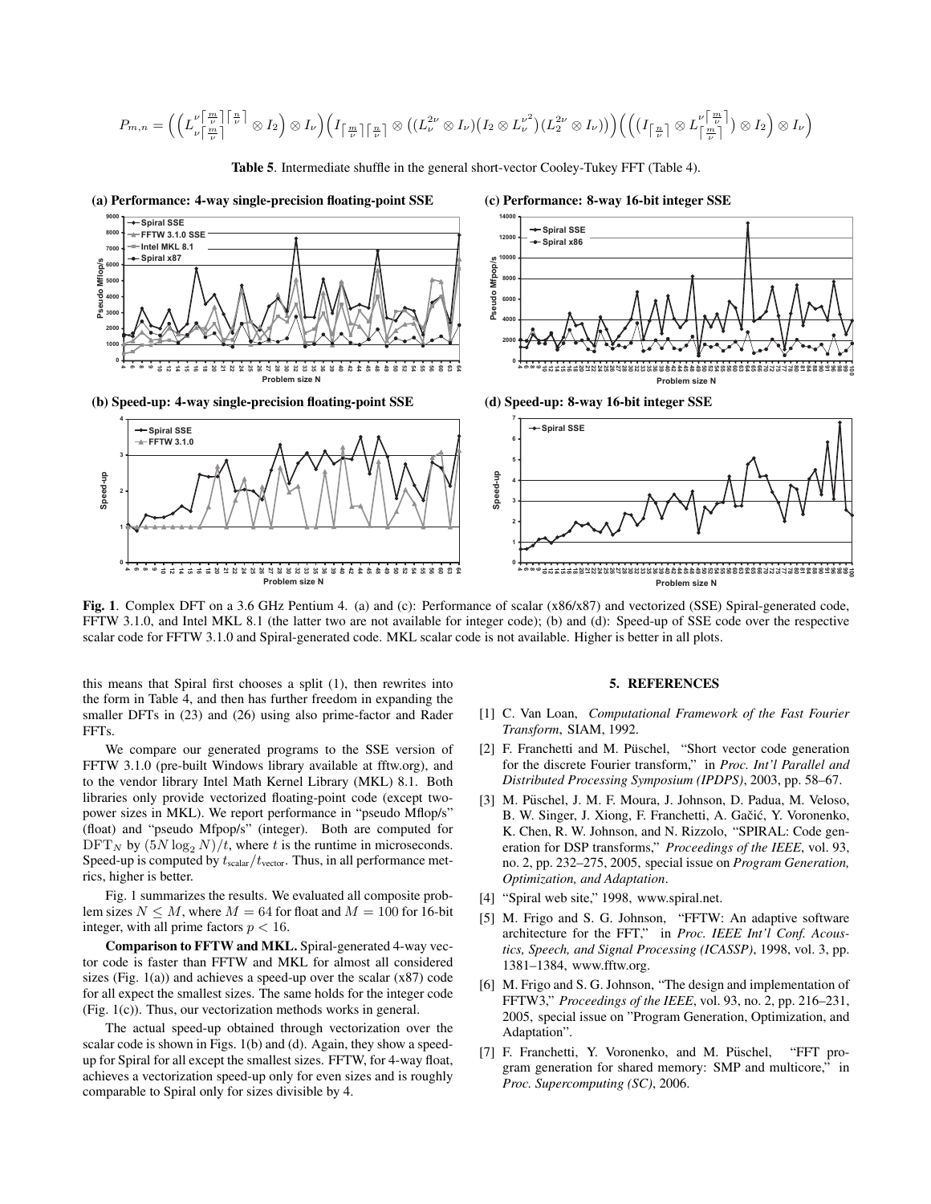$$P_{m,n} = \Big( \Big( L^{\nu \lceil \frac{m}{\nu} \rceil \lceil \frac{n}{\nu} \rceil}_{\nu \lceil \frac{m}{\nu} \rceil} \otimes I_2 \Big) \otimes I_\nu \Big) \Big( I_{\lceil \frac{m}{\nu} \rceil \lceil \frac{n}{\nu} \rceil} \otimes \big( (L^{2\nu}_\nu \otimes I_\nu)(I_2 \otimes L^{\nu^2}_\nu)(L^{2\nu}_2 \otimes I_\nu) \big) \Big) \Big( \Big( (I_{\lceil \frac{n}{\nu} \rceil} \otimes L^{\nu \lceil \frac{m}{\nu} \rceil}_{\lceil \frac{m}{\nu} \rceil}) \otimes I_2 \Big) \otimes I_\nu \Big)$$

**Table 5**. Intermediate shuffle in the general short-vector Cooley-Tukey FFT (Table 4).

(a) Performance: 4-way single-precision floating-point SSE

Spiral SSE
FFTW 3.1.0 SSE
Intel MKL 8.1
Spiral x87
Pseudo Mflop/s
Problem size N

(b) Speed-up: 4-way single-precision floating-point SSE

Spiral SSE
FFTW 3.1.0
Speed-up
Problem size N

(c) Performance: 8-way 16-bit integer SSE

Spiral SSE
Spiral x86
Pseudo Mflop/s
Problem size N

(d) Speed-up: 8-way 16-bit integer SSE

Spiral SSE
Speed-up
Problem size N

**Fig. 1**. Complex DFT on a 3.6 GHz Pentium 4. (a) and (c): Performance of scalar (x86/x87) and vectorized (SSE) Spiral-generated code, FFTW 3.1.0, and Intel MKL 8.1 (the latter two are not available for integer code); (b) and (d): Speed-up of SSE code over the respective scalar code for FFTW 3.1.0 and Spiral-generated code. MKL scalar code is not available. Higher is better in all plots.

this means that Spiral first chooses a split (1), then rewrites into the form in Table 4, and then has further freedom in expanding the smaller DFTs in (23) and (26) using also prime-factor and Rader FFTs.

We compare our generated programs to the SSE version of FFTW 3.1.0 (pre-built Windows library available at fftw.org), and to the vendor library Intel Math Kernel Library (MKL) 8.1. Both libraries only provide vectorized floating-point code (except two-power sizes in MKL). We report performance in "pseudo Mflop/s" (float) and "pseudo Mfpop/s" (integer). Both are computed for $\mathrm{DFT}_N$ by $(5N \log_2 N)/t$, where $t$ is the runtime in microseconds. Speed-up is computed by $t_{\mathrm{scalar}}/t_{\mathrm{vector}}$. Thus, in all performance metrics, higher is better.

Fig. 1 summarizes the results. We evaluated all composite problem sizes $N \leq M$, where $M = 64$ for float and $M = 100$ for 16-bit integer, with all prime factors $p < 16$.

**Comparison to FFTW and MKL.** Spiral-generated 4-way vector code is faster than FFTW and MKL for almost all considered sizes (Fig. 1(a)) and achieves a speed-up over the scalar (x87) code for all except the smallest sizes. The same holds for the integer code (Fig. 1(c)). Thus, our vectorization methods works in general.

The actual speed-up obtained through vectorization over the scalar code is shown in Figs. 1(b) and (d). Again, they show a speed-up for Spiral for all except the smallest sizes. FFTW, for 4-way float, achieves a vectorization speed-up only for even sizes and is roughly comparable to Spiral only for sizes divisible by 4.

## 5. REFERENCES

[1] C. Van Loan, *Computational Framework of the Fast Fourier Transform*, SIAM, 1992.

[2] F. Franchetti and M. Püschel, "Short vector code generation for the discrete Fourier transform," in *Proc. Int'l Parallel and Distributed Processing Symposium (IPDPS)*, 2003, pp. 58–67.

[3] M. Püschel, J. M. F. Moura, J. Johnson, D. Padua, M. Veloso, B. W. Singer, J. Xiong, F. Franchetti, A. Gačić, Y. Voronenko, K. Chen, R. W. Johnson, and N. Rizzolo, "SPIRAL: Code generation for DSP transforms," *Proceedings of the IEEE*, vol. 93, no. 2, pp. 232–275, 2005, special issue on *Program Generation, Optimization, and Adaptation*.

[4] "Spiral web site," 1998, www.spiral.net.

[5] M. Frigo and S. G. Johnson, "FFTW: An adaptive software architecture for the FFT," in *Proc. IEEE Int'l Conf. Acoustics, Speech, and Signal Processing (ICASSP)*, 1998, vol. 3, pp. 1381–1384, www.fftw.org.

[6] M. Frigo and S. G. Johnson, "The design and implementation of FFTW3," *Proceedings of the IEEE*, vol. 93, no. 2, pp. 216–231, 2005, special issue on "Program Generation, Optimization, and Adaptation".

[7] F. Franchetti, Y. Voronenko, and M. Püschel, "FFT program generation for shared memory: SMP and multicore," in *Proc. Supercomputing (SC)*, 2006.